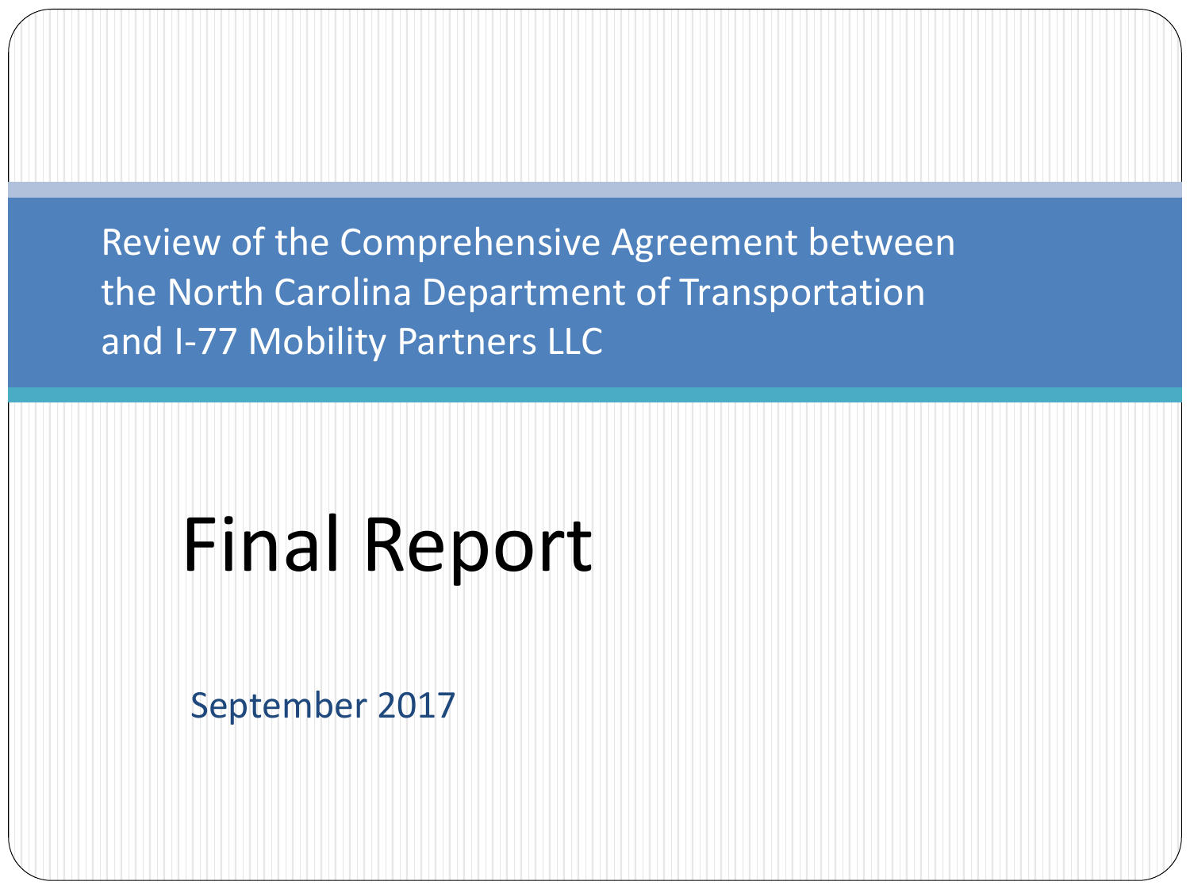# Review of the Comprehensive Agreement between the North Carolina Department of Transportation and I-77 Mobility Partners LLC

## Final Report

September 2017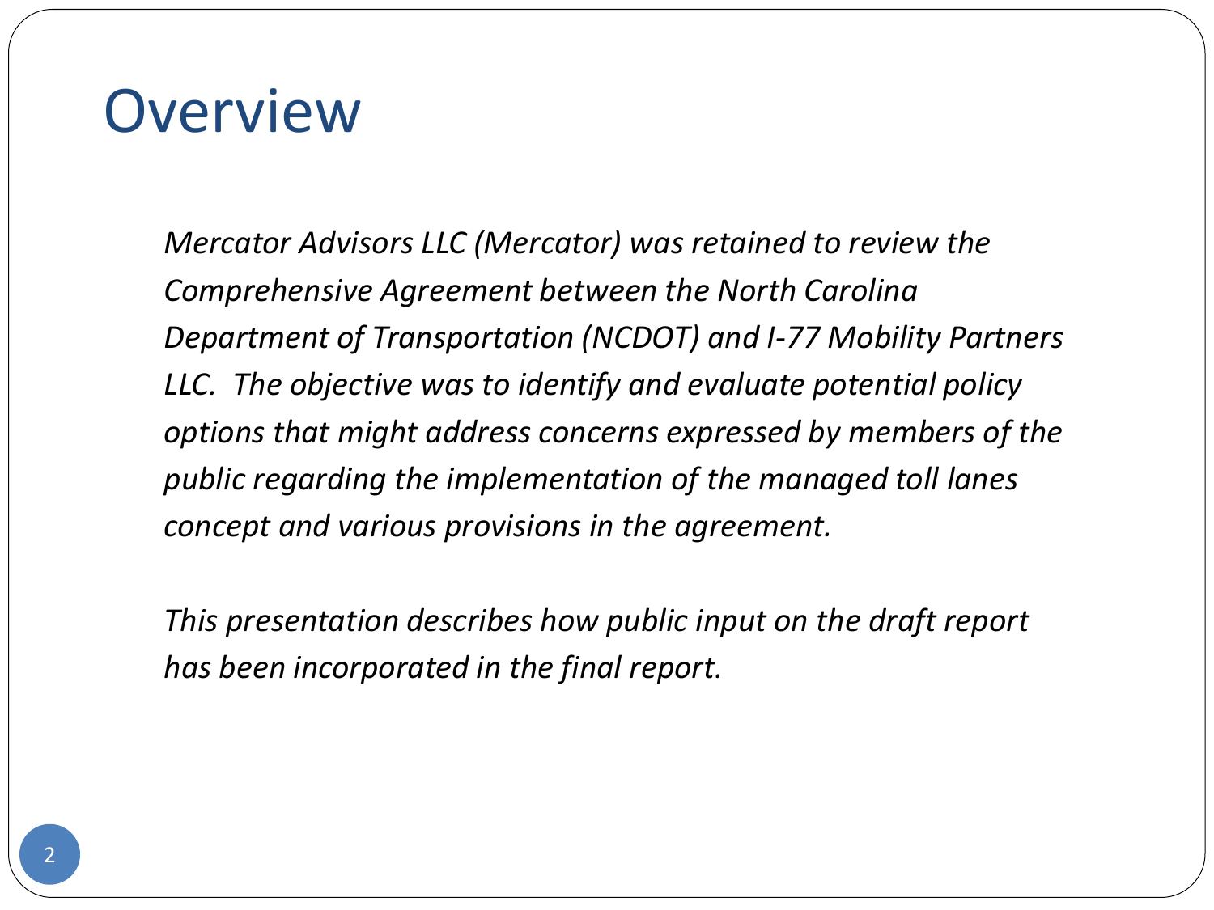# Overview

*Mercator Advisors LLC (Mercator) was retained to review the Comprehensive Agreement between the North Carolina Department of Transportation (NCDOT) and I-77 Mobility Partners LLC. The objective was to identify and evaluate potential policy options that might address concerns expressed by members of the public regarding the implementation of the managed toll lanes concept and various provisions in the agreement.*

*This presentation describes how public input on the draft report has been incorporated in the final report.*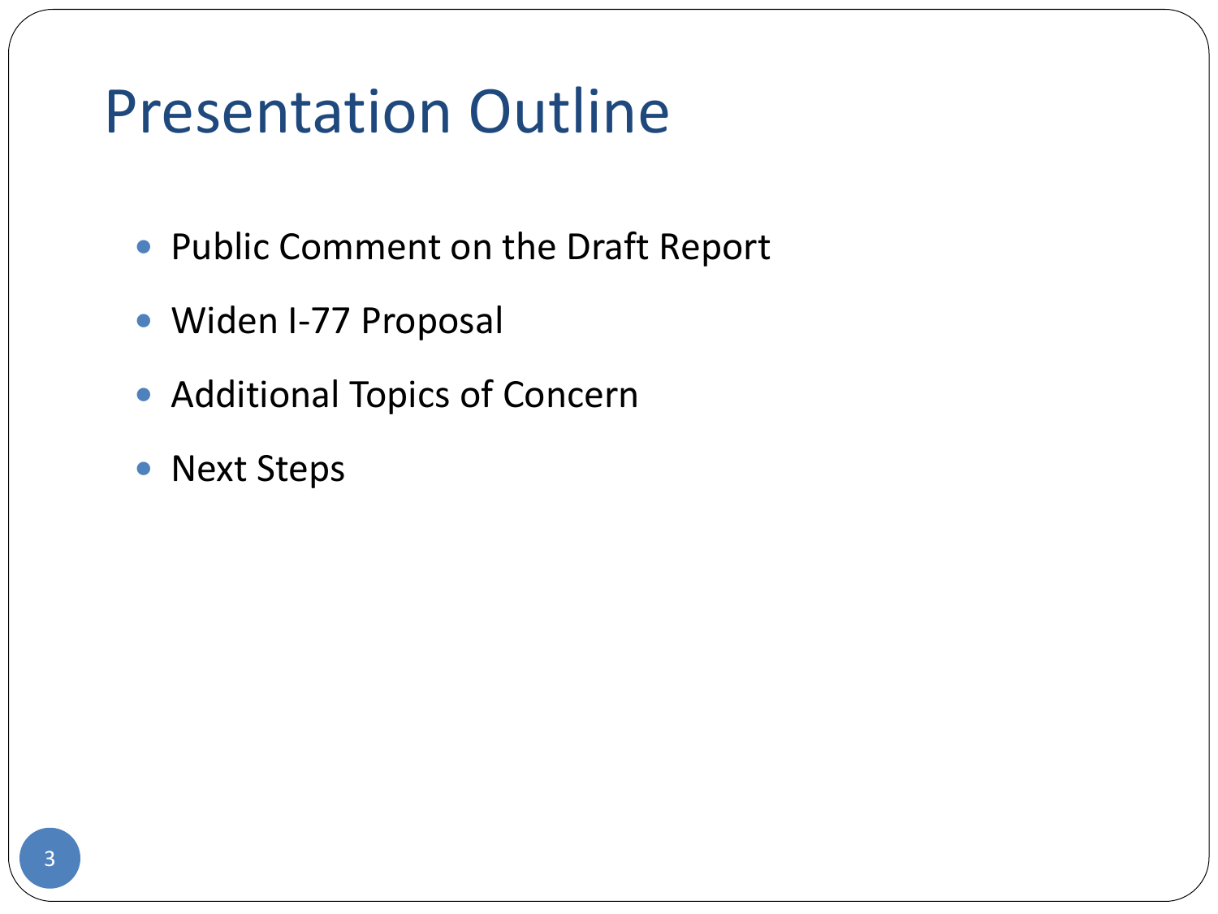# Presentation Outline

- Public Comment on the Draft Report
- Widen I-77 Proposal
- Additional Topics of Concern
- Next Steps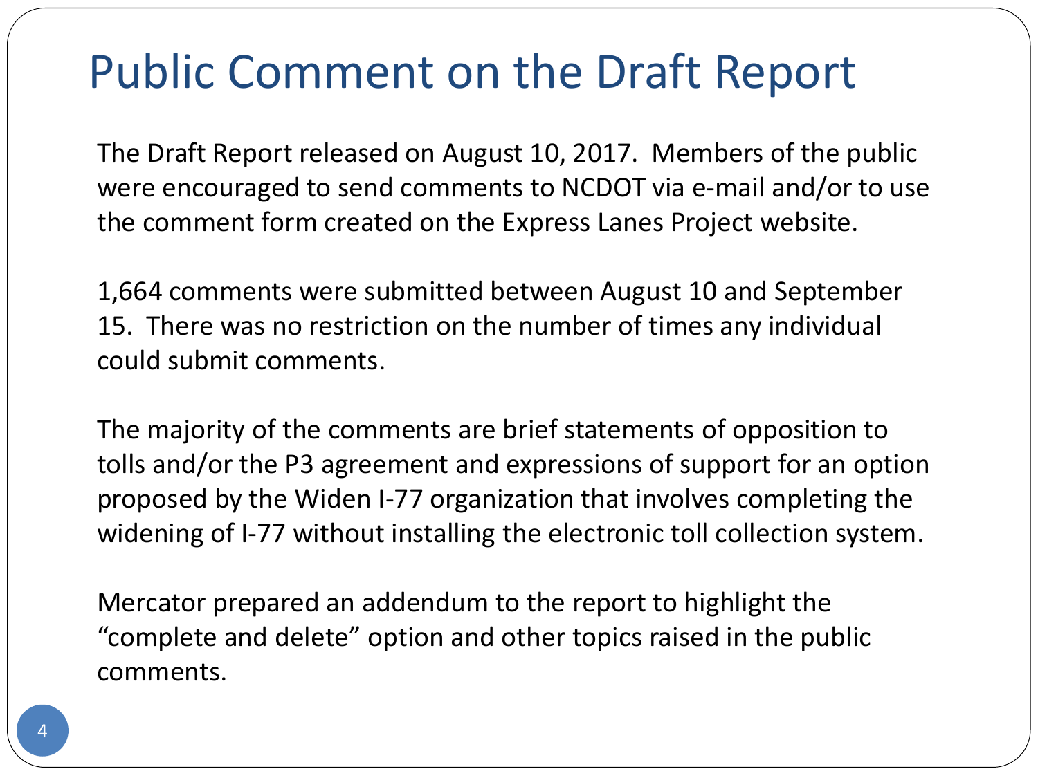# Public Comment on the Draft Report

The Draft Report released on August 10, 2017. Members of the public were encouraged to send comments to NCDOT via e-mail and/or to use the comment form created on the Express Lanes Project website.

1,664 comments were submitted between August 10 and September 15. There was no restriction on the number of times any individual could submit comments.

The majority of the comments are brief statements of opposition to tolls and/or the P3 agreement and expressions of support for an option proposed by the Widen I-77 organization that involves completing the widening of I-77 without installing the electronic toll collection system.

Mercator prepared an addendum to the report to highlight the "complete and delete" option and other topics raised in the public comments.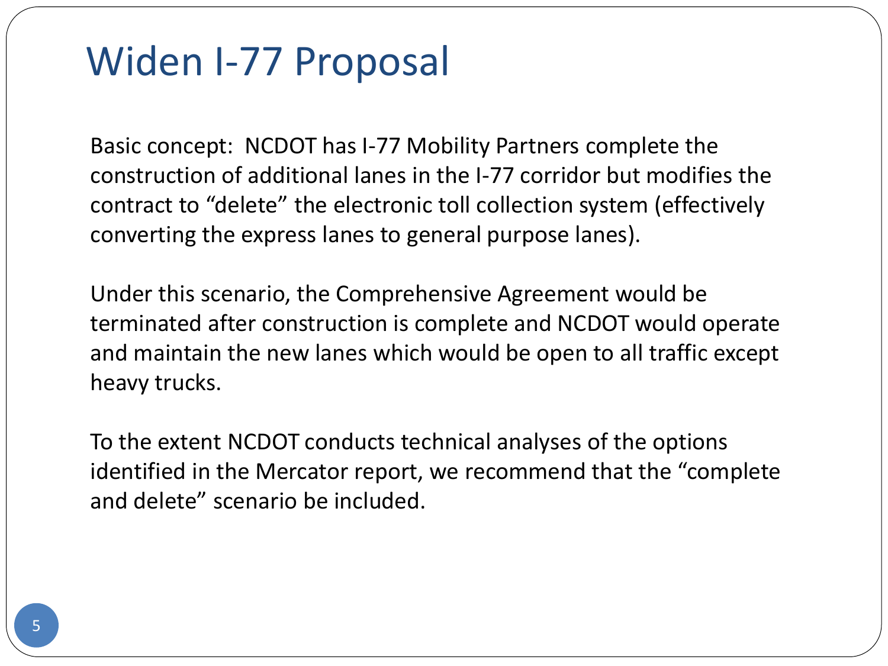# Widen I-77 Proposal

Basic concept: NCDOT has I-77 Mobility Partners complete the construction of additional lanes in the I-77 corridor but modifies the contract to "delete" the electronic toll collection system (effectively converting the express lanes to general purpose lanes).

Under this scenario, the Comprehensive Agreement would be terminated after construction is complete and NCDOT would operate and maintain the new lanes which would be open to all traffic except heavy trucks.

To the extent NCDOT conducts technical analyses of the options identified in the Mercator report, we recommend that the "complete and delete" scenario be included.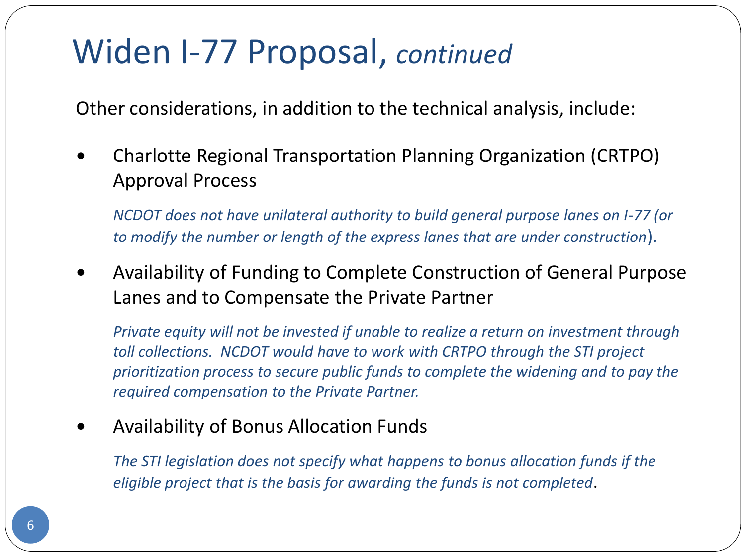# Widen I-77 Proposal, *continued*

Other considerations, in addition to the technical analysis, include:

- Charlotte Regional Transportation Planning Organization (CRTPO) Approval Process

  *NCDOT does not have unilateral authority to build general purpose lanes on I-77 (or to modify the number or length of the express lanes that are under construction*).

- Availability of Funding to Complete Construction of General Purpose Lanes and to Compensate the Private Partner

  *Private equity will not be invested if unable to realize a return on investment through toll collections. NCDOT would have to work with CRTPO through the STI project prioritization process to secure public funds to complete the widening and to pay the required compensation to the Private Partner.*

- Availability of Bonus Allocation Funds

  *The STI legislation does not specify what happens to bonus allocation funds if the eligible project that is the basis for awarding the funds is not completed*.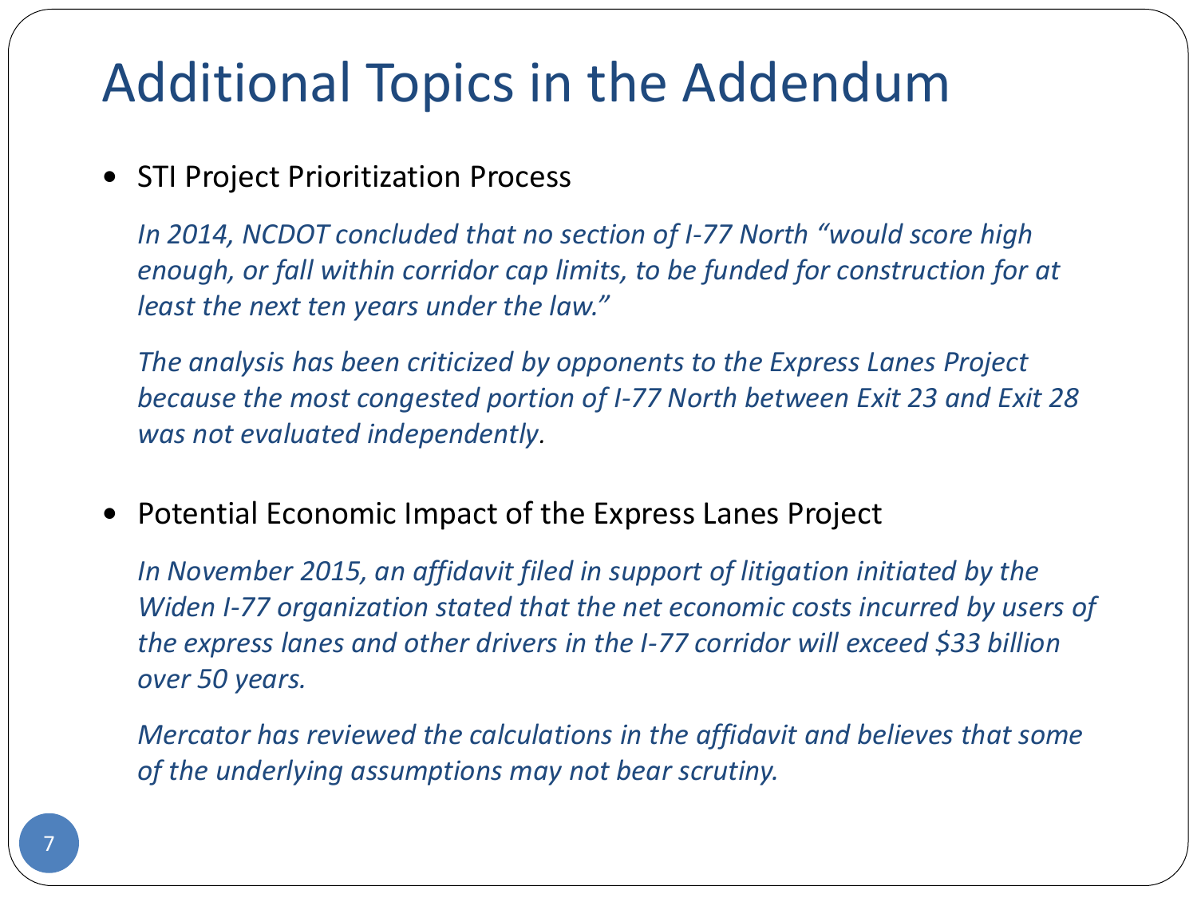# Additional Topics in the Addendum

- STI Project Prioritization Process

  *In 2014, NCDOT concluded that no section of I-77 North "would score high enough, or fall within corridor cap limits, to be funded for construction for at least the next ten years under the law."*

  *The analysis has been criticized by opponents to the Express Lanes Project because the most congested portion of I-77 North between Exit 23 and Exit 28 was not evaluated independently.*

- Potential Economic Impact of the Express Lanes Project

  *In November 2015, an affidavit filed in support of litigation initiated by the Widen I-77 organization stated that the net economic costs incurred by users of the express lanes and other drivers in the I-77 corridor will exceed $33 billion over 50 years.*

  *Mercator has reviewed the calculations in the affidavit and believes that some of the underlying assumptions may not bear scrutiny.*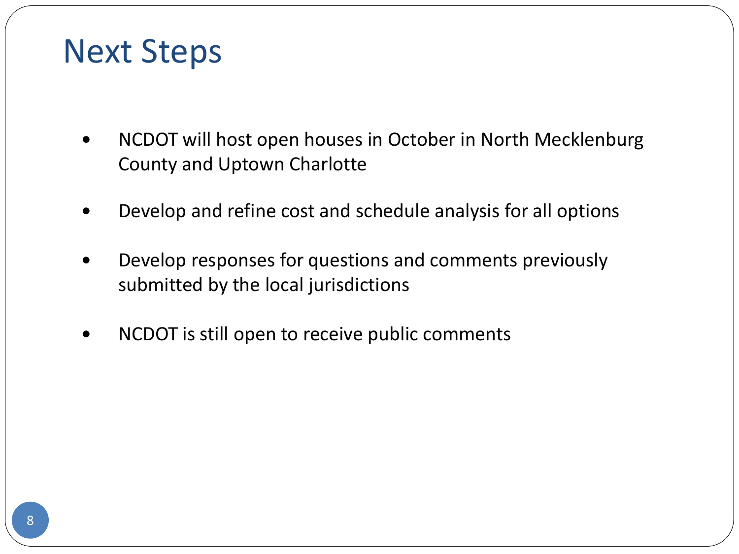# Next Steps

- NCDOT will host open houses in October in North Mecklenburg County and Uptown Charlotte
- Develop and refine cost and schedule analysis for all options
- Develop responses for questions and comments previously submitted by the local jurisdictions
- NCDOT is still open to receive public comments